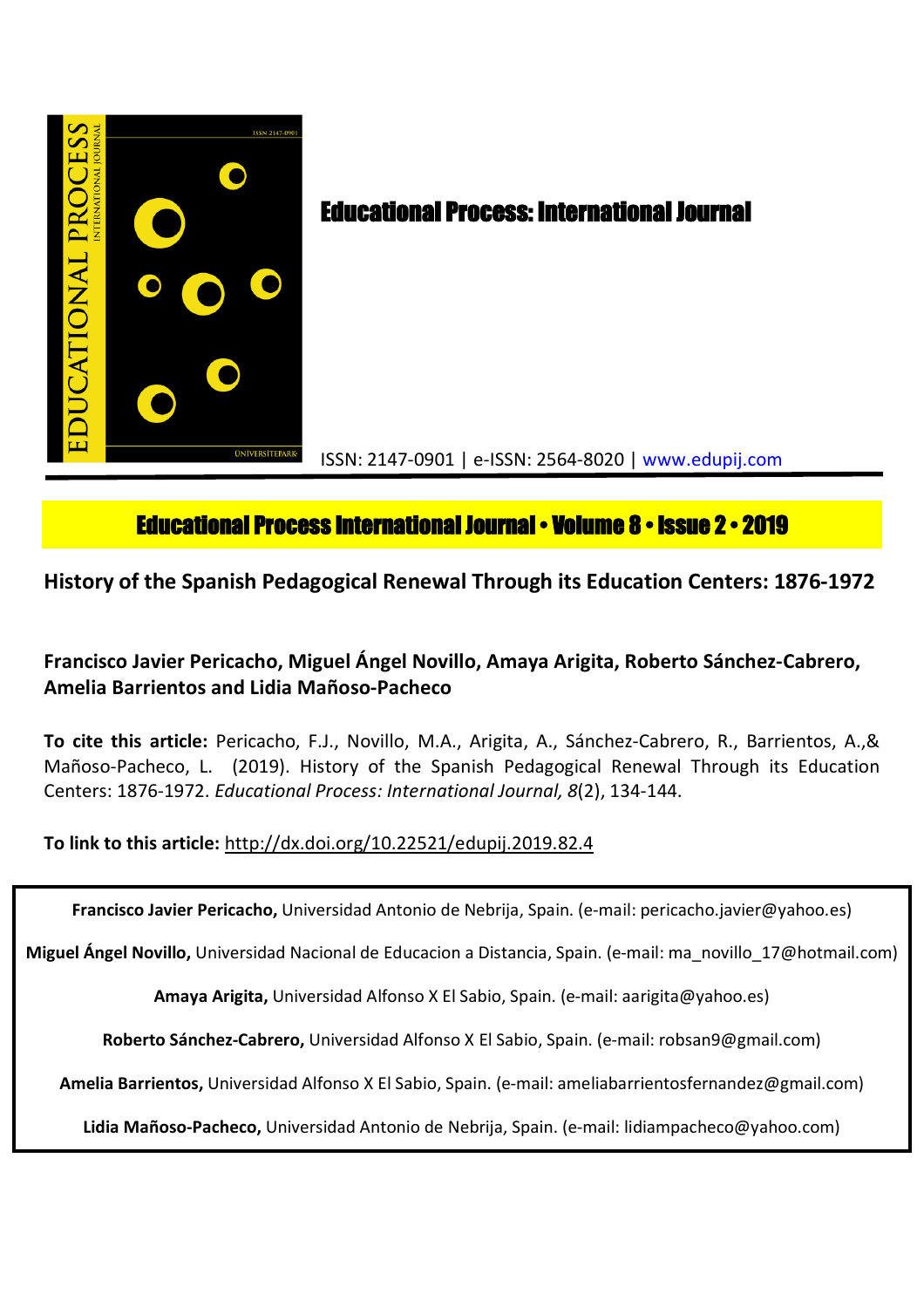# Educational Process: International Journal

ISSN: 2147-0901 | e-ISSN: 2564-8020 | www.edupij.com

**Educational Process International Journal • Volume 8 • Issue 2 • 2019**

## History of the Spanish Pedagogical Renewal Through its Education Centers: 1876-1972

**Francisco Javier Pericacho, Miguel Ángel Novillo, Amaya Arigita, Roberto Sánchez-Cabrero, Amelia Barrientos and Lidia Mañoso-Pacheco**

**To cite this article:** Pericacho, F.J., Novillo, M.A., Arigita, A., Sánchez-Cabrero, R., Barrientos, A.,& Mañoso-Pacheco, L. (2019). History of the Spanish Pedagogical Renewal Through its Education Centers: 1876-1972. *Educational Process: International Journal, 8*(2), 134-144.

**To link to this article:** http://dx.doi.org/10.22521/edupij.2019.82.4

**Francisco Javier Pericacho,** Universidad Antonio de Nebrija, Spain. (e-mail: pericacho.javier@yahoo.es)

**Miguel Ángel Novillo,** Universidad Nacional de Educacion a Distancia, Spain. (e-mail: ma_novillo_17@hotmail.com)

**Amaya Arigita,** Universidad Alfonso X El Sabio, Spain. (e-mail: aarigita@yahoo.es)

**Roberto Sánchez-Cabrero,** Universidad Alfonso X El Sabio, Spain. (e-mail: robsan9@gmail.com)

**Amelia Barrientos,** Universidad Alfonso X El Sabio, Spain. (e-mail: ameliabarrientosfernandez@gmail.com)

**Lidia Mañoso-Pacheco,** Universidad Antonio de Nebrija, Spain. (e-mail: lidiampacheco@yahoo.com)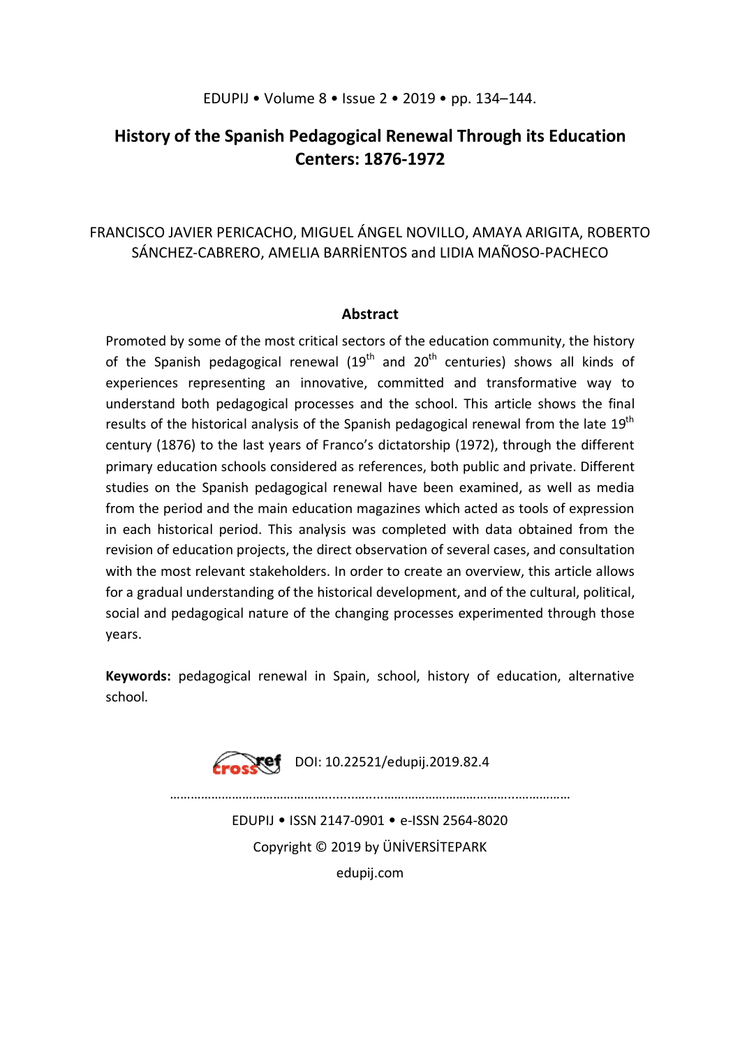# History of the Spanish Pedagogical Renewal Through its Education Centers: 1876-1972

FRANCISCO JAVIER PERICACHO, MIGUEL ÁNGEL NOVILLO, AMAYA ARIGITA, ROBERTO SÁNCHEZ-CABRERO, AMELIA BARRİENTOS and LIDIA MAÑOSO-PACHECO

## Abstract

Promoted by some of the most critical sectors of the education community, the history of the Spanish pedagogical renewal (19th and 20th centuries) shows all kinds of experiences representing an innovative, committed and transformative way to understand both pedagogical processes and the school. This article shows the final results of the historical analysis of the Spanish pedagogical renewal from the late 19th century (1876) to the last years of Franco's dictatorship (1972), through the different primary education schools considered as references, both public and private. Different studies on the Spanish pedagogical renewal have been examined, as well as media from the period and the main education magazines which acted as tools of expression in each historical period. This analysis was completed with data obtained from the revision of education projects, the direct observation of several cases, and consultation with the most relevant stakeholders. In order to create an overview, this article allows for a gradual understanding of the historical development, and of the cultural, political, social and pedagogical nature of the changing processes experimented through those years.

**Keywords:** pedagogical renewal in Spain, school, history of education, alternative school.

DOI: 10.22521/edupij.2019.82.4

EDUPIJ • ISSN 2147-0901 • e-ISSN 2564-8020

Copyright © 2019 by ÜNİVERSİTEPARK

edupij.com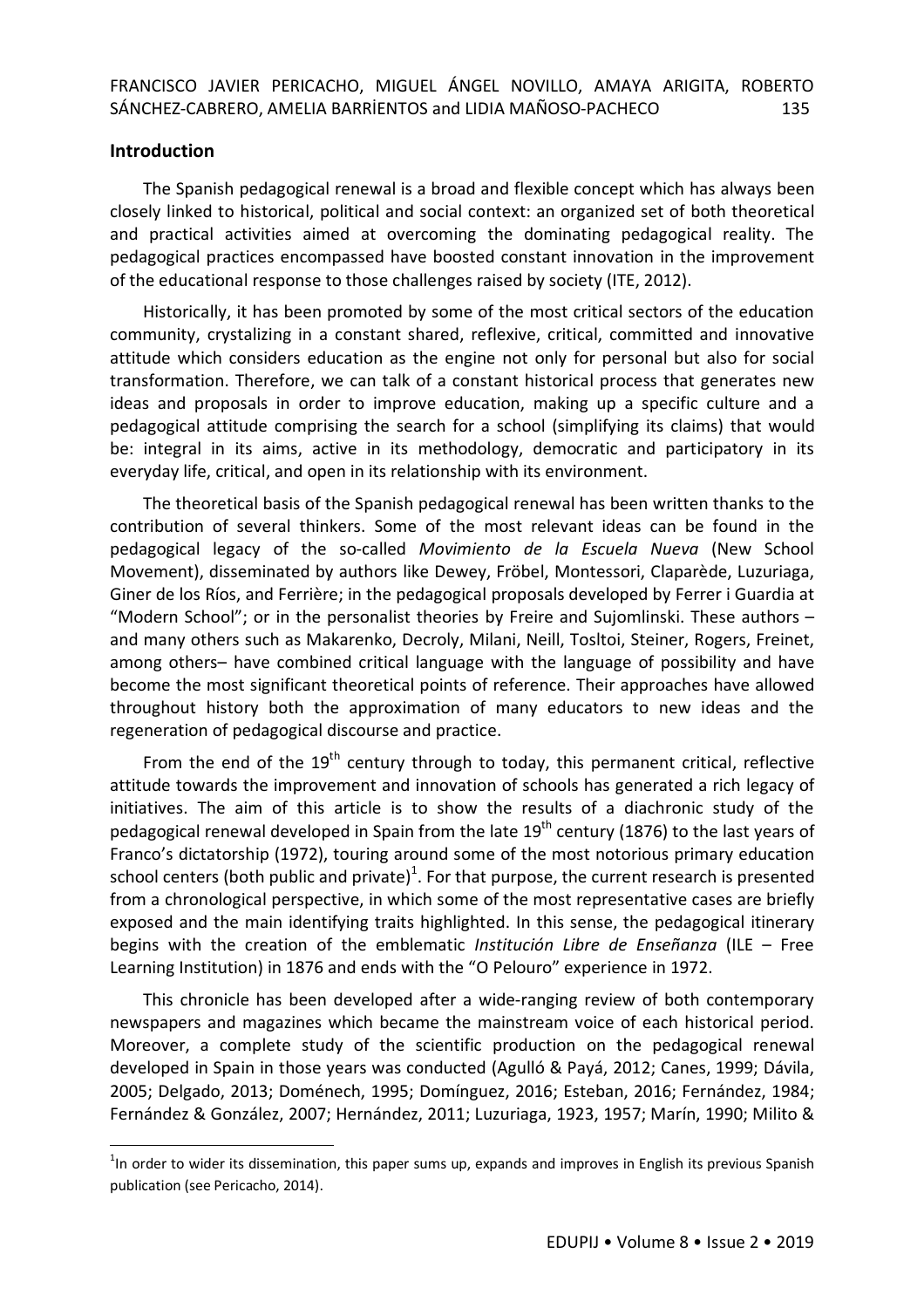## Introduction

The Spanish pedagogical renewal is a broad and flexible concept which has always been closely linked to historical, political and social context: an organized set of both theoretical and practical activities aimed at overcoming the dominating pedagogical reality. The pedagogical practices encompassed have boosted constant innovation in the improvement of the educational response to those challenges raised by society (ITE, 2012).

Historically, it has been promoted by some of the most critical sectors of the education community, crystalizing in a constant shared, reflexive, critical, committed and innovative attitude which considers education as the engine not only for personal but also for social transformation. Therefore, we can talk of a constant historical process that generates new ideas and proposals in order to improve education, making up a specific culture and a pedagogical attitude comprising the search for a school (simplifying its claims) that would be: integral in its aims, active in its methodology, democratic and participatory in its everyday life, critical, and open in its relationship with its environment.

The theoretical basis of the Spanish pedagogical renewal has been written thanks to the contribution of several thinkers. Some of the most relevant ideas can be found in the pedagogical legacy of the so-called *Movimiento de la Escuela Nueva* (New School Movement), disseminated by authors like Dewey, Fröbel, Montessori, Claparède, Luzuriaga, Giner de los Ríos, and Ferrière; in the pedagogical proposals developed by Ferrer i Guardia at "Modern School"; or in the personalist theories by Freire and Sujomlinski. These authors – and many others such as Makarenko, Decroly, Milani, Neill, Tosltoi, Steiner, Rogers, Freinet, among others– have combined critical language with the language of possibility and have become the most significant theoretical points of reference. Their approaches have allowed throughout history both the approximation of many educators to new ideas and the regeneration of pedagogical discourse and practice.

From the end of the 19th century through to today, this permanent critical, reflective attitude towards the improvement and innovation of schools has generated a rich legacy of initiatives. The aim of this article is to show the results of a diachronic study of the pedagogical renewal developed in Spain from the late 19th century (1876) to the last years of Franco's dictatorship (1972), touring around some of the most notorious primary education school centers (both public and private)[1]. For that purpose, the current research is presented from a chronological perspective, in which some of the most representative cases are briefly exposed and the main identifying traits highlighted. In this sense, the pedagogical itinerary begins with the creation of the emblematic *Institución Libre de Enseñanza* (ILE – Free Learning Institution) in 1876 and ends with the "O Pelouro" experience in 1972.

This chronicle has been developed after a wide-ranging review of both contemporary newspapers and magazines which became the mainstream voice of each historical period. Moreover, a complete study of the scientific production on the pedagogical renewal developed in Spain in those years was conducted (Agulló & Payá, 2012; Canes, 1999; Dávila, 2005; Delgado, 2013; Doménech, 1995; Domínguez, 2016; Esteban, 2016; Fernández, 1984; Fernández & González, 2007; Hernández, 2011; Luzuriaga, 1923, 1957; Marín, 1990; Milito &

---

[1] In order to wider its dissemination, this paper sums up, expands and improves in English its previous Spanish publication (see Pericacho, 2014).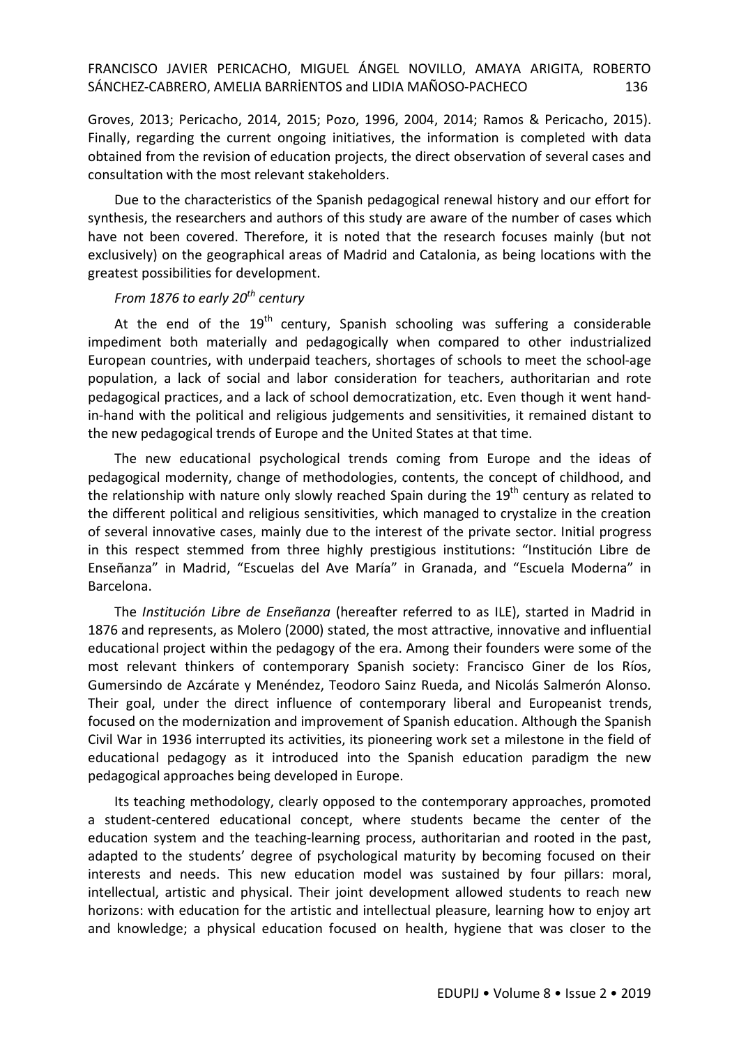Groves, 2013; Pericacho, 2014, 2015; Pozo, 1996, 2004, 2014; Ramos & Pericacho, 2015). Finally, regarding the current ongoing initiatives, the information is completed with data obtained from the revision of education projects, the direct observation of several cases and consultation with the most relevant stakeholders.

Due to the characteristics of the Spanish pedagogical renewal history and our effort for synthesis, the researchers and authors of this study are aware of the number of cases which have not been covered. Therefore, it is noted that the research focuses mainly (but not exclusively) on the geographical areas of Madrid and Catalonia, as being locations with the greatest possibilities for development.

*From 1876 to early 20th century*

At the end of the 19th century, Spanish schooling was suffering a considerable impediment both materially and pedagogically when compared to other industrialized European countries, with underpaid teachers, shortages of schools to meet the school-age population, a lack of social and labor consideration for teachers, authoritarian and rote pedagogical practices, and a lack of school democratization, etc. Even though it went hand-in-hand with the political and religious judgements and sensitivities, it remained distant to the new pedagogical trends of Europe and the United States at that time.

The new educational psychological trends coming from Europe and the ideas of pedagogical modernity, change of methodologies, contents, the concept of childhood, and the relationship with nature only slowly reached Spain during the 19th century as related to the different political and religious sensitivities, which managed to crystalize in the creation of several innovative cases, mainly due to the interest of the private sector. Initial progress in this respect stemmed from three highly prestigious institutions: "Institución Libre de Enseñanza" in Madrid, "Escuelas del Ave María" in Granada, and "Escuela Moderna" in Barcelona.

The *Institución Libre de Enseñanza* (hereafter referred to as ILE), started in Madrid in 1876 and represents, as Molero (2000) stated, the most attractive, innovative and influential educational project within the pedagogy of the era. Among their founders were some of the most relevant thinkers of contemporary Spanish society: Francisco Giner de los Ríos, Gumersindo de Azcárate y Menéndez, Teodoro Sainz Rueda, and Nicolás Salmerón Alonso. Their goal, under the direct influence of contemporary liberal and Europeanist trends, focused on the modernization and improvement of Spanish education. Although the Spanish Civil War in 1936 interrupted its activities, its pioneering work set a milestone in the field of educational pedagogy as it introduced into the Spanish education paradigm the new pedagogical approaches being developed in Europe.

Its teaching methodology, clearly opposed to the contemporary approaches, promoted a student-centered educational concept, where students became the center of the education system and the teaching-learning process, authoritarian and rooted in the past, adapted to the students' degree of psychological maturity by becoming focused on their interests and needs. This new education model was sustained by four pillars: moral, intellectual, artistic and physical. Their joint development allowed students to reach new horizons: with education for the artistic and intellectual pleasure, learning how to enjoy art and knowledge; a physical education focused on health, hygiene that was closer to the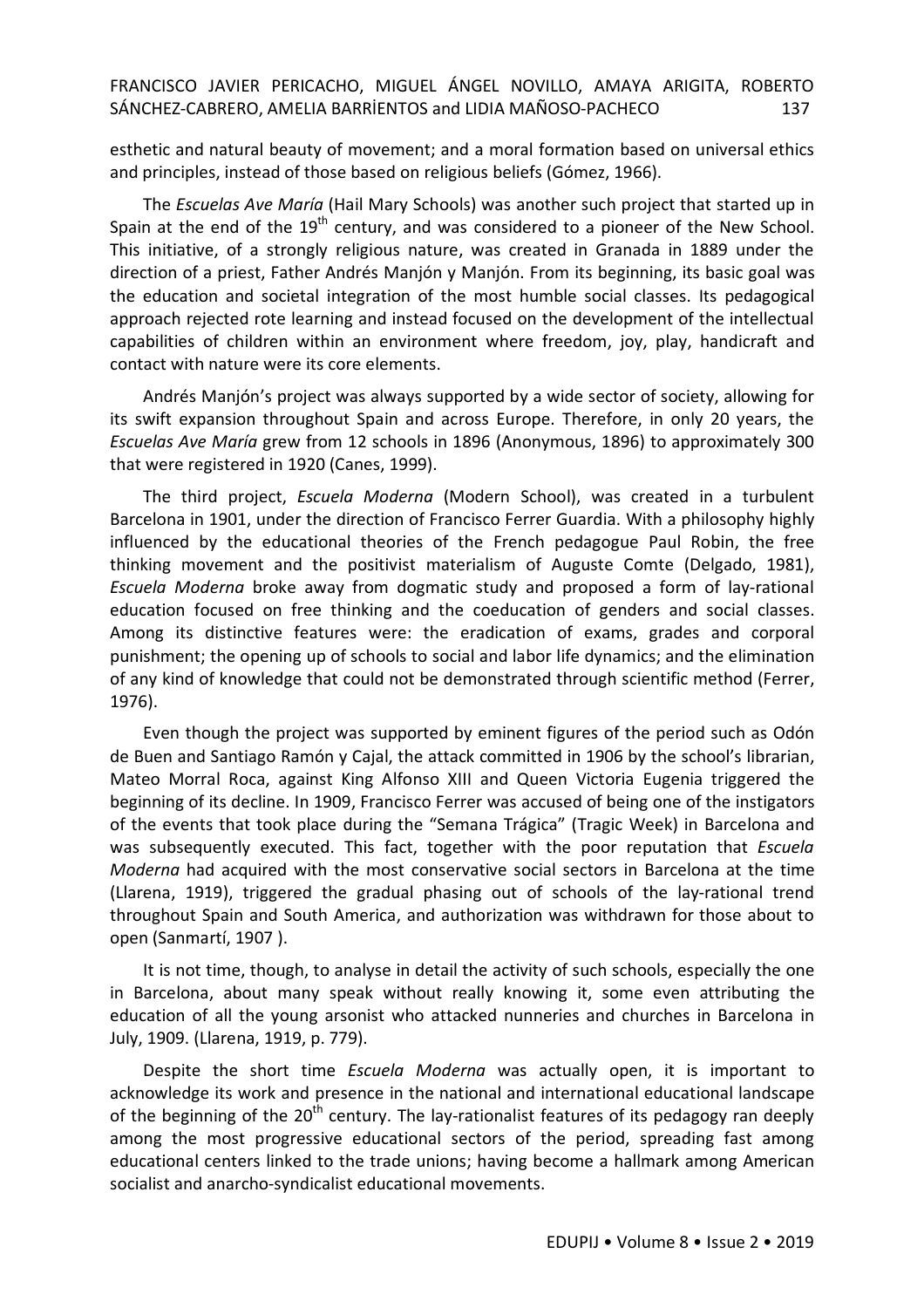esthetic and natural beauty of movement; and a moral formation based on universal ethics and principles, instead of those based on religious beliefs (Gómez, 1966).

The *Escuelas Ave María* (Hail Mary Schools) was another such project that started up in Spain at the end of the 19th century, and was considered to a pioneer of the New School. This initiative, of a strongly religious nature, was created in Granada in 1889 under the direction of a priest, Father Andrés Manjón y Manjón. From its beginning, its basic goal was the education and societal integration of the most humble social classes. Its pedagogical approach rejected rote learning and instead focused on the development of the intellectual capabilities of children within an environment where freedom, joy, play, handicraft and contact with nature were its core elements.

Andrés Manjón's project was always supported by a wide sector of society, allowing for its swift expansion throughout Spain and across Europe. Therefore, in only 20 years, the *Escuelas Ave María* grew from 12 schools in 1896 (Anonymous, 1896) to approximately 300 that were registered in 1920 (Canes, 1999).

The third project, *Escuela Moderna* (Modern School), was created in a turbulent Barcelona in 1901, under the direction of Francisco Ferrer Guardia. With a philosophy highly influenced by the educational theories of the French pedagogue Paul Robin, the free thinking movement and the positivist materialism of Auguste Comte (Delgado, 1981), *Escuela Moderna* broke away from dogmatic study and proposed a form of lay-rational education focused on free thinking and the coeducation of genders and social classes. Among its distinctive features were: the eradication of exams, grades and corporal punishment; the opening up of schools to social and labor life dynamics; and the elimination of any kind of knowledge that could not be demonstrated through scientific method (Ferrer, 1976).

Even though the project was supported by eminent figures of the period such as Odón de Buen and Santiago Ramón y Cajal, the attack committed in 1906 by the school's librarian, Mateo Morral Roca, against King Alfonso XIII and Queen Victoria Eugenia triggered the beginning of its decline. In 1909, Francisco Ferrer was accused of being one of the instigators of the events that took place during the "Semana Trágica" (Tragic Week) in Barcelona and was subsequently executed. This fact, together with the poor reputation that *Escuela Moderna* had acquired with the most conservative social sectors in Barcelona at the time (Llarena, 1919), triggered the gradual phasing out of schools of the lay-rational trend throughout Spain and South America, and authorization was withdrawn for those about to open (Sanmartí, 1907 ).

It is not time, though, to analyse in detail the activity of such schools, especially the one in Barcelona, about many speak without really knowing it, some even attributing the education of all the young arsonist who attacked nunneries and churches in Barcelona in July, 1909. (Llarena, 1919, p. 779).

Despite the short time *Escuela Moderna* was actually open, it is important to acknowledge its work and presence in the national and international educational landscape of the beginning of the 20th century. The lay-rationalist features of its pedagogy ran deeply among the most progressive educational sectors of the period, spreading fast among educational centers linked to the trade unions; having become a hallmark among American socialist and anarcho-syndicalist educational movements.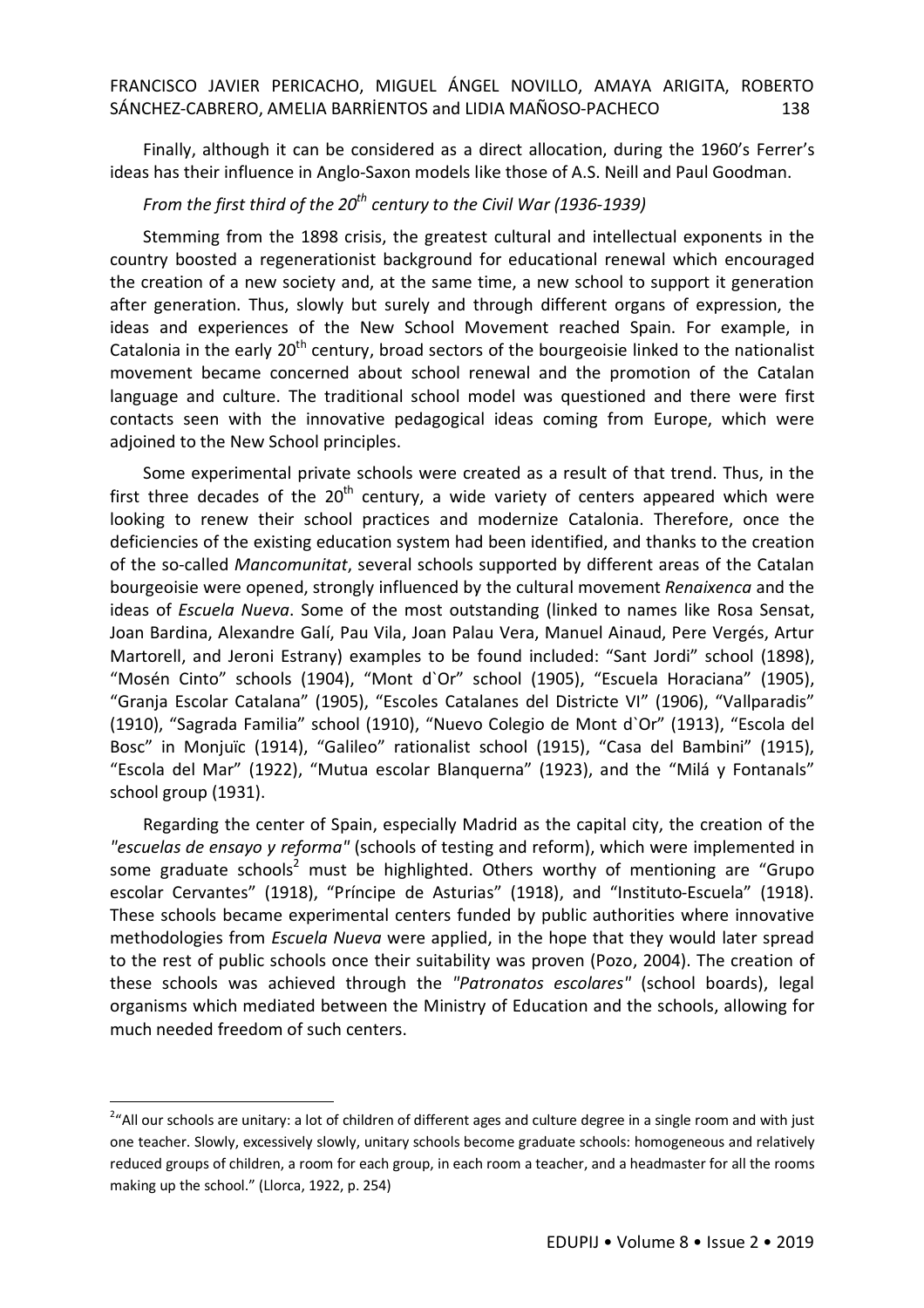Finally, although it can be considered as a direct allocation, during the 1960's Ferrer's ideas has their influence in Anglo-Saxon models like those of A.S. Neill and Paul Goodman.

### *From the first third of the 20th century to the Civil War (1936-1939)*

Stemming from the 1898 crisis, the greatest cultural and intellectual exponents in the country boosted a regenerationist background for educational renewal which encouraged the creation of a new society and, at the same time, a new school to support it generation after generation. Thus, slowly but surely and through different organs of expression, the ideas and experiences of the New School Movement reached Spain. For example, in Catalonia in the early 20th century, broad sectors of the bourgeoisie linked to the nationalist movement became concerned about school renewal and the promotion of the Catalan language and culture. The traditional school model was questioned and there were first contacts seen with the innovative pedagogical ideas coming from Europe, which were adjoined to the New School principles.

Some experimental private schools were created as a result of that trend. Thus, in the first three decades of the 20th century, a wide variety of centers appeared which were looking to renew their school practices and modernize Catalonia. Therefore, once the deficiencies of the existing education system had been identified, and thanks to the creation of the so-called *Mancomunitat*, several schools supported by different areas of the Catalan bourgeoisie were opened, strongly influenced by the cultural movement *Renaixenca* and the ideas of *Escuela Nueva*. Some of the most outstanding (linked to names like Rosa Sensat, Joan Bardina, Alexandre Galí, Pau Vila, Joan Palau Vera, Manuel Ainaud, Pere Vergés, Artur Martorell, and Jeroni Estrany) examples to be found included: "Sant Jordi" school (1898), "Mosén Cinto" schools (1904), "Mont d`Or" school (1905), "Escuela Horaciana" (1905), "Granja Escolar Catalana" (1905), "Escoles Catalanes del Districte VI" (1906), "Vallparadis" (1910), "Sagrada Familia" school (1910), "Nuevo Colegio de Mont d`Or" (1913), "Escola del Bosc" in Monjuïc (1914), "Galileo" rationalist school (1915), "Casa del Bambini" (1915), "Escola del Mar" (1922), "Mutua escolar Blanquerna" (1923), and the "Milá y Fontanals" school group (1931).

Regarding the center of Spain, especially Madrid as the capital city, the creation of the *"escuelas de ensayo y reforma"* (schools of testing and reform), which were implemented in some graduate schools[2] must be highlighted. Others worthy of mentioning are "Grupo escolar Cervantes" (1918), "Príncipe de Asturias" (1918), and "Instituto-Escuela" (1918). These schools became experimental centers funded by public authorities where innovative methodologies from *Escuela Nueva* were applied, in the hope that they would later spread to the rest of public schools once their suitability was proven (Pozo, 2004). The creation of these schools was achieved through the *"Patronatos escolares"* (school boards), legal organisms which mediated between the Ministry of Education and the schools, allowing for much needed freedom of such centers.

---

[2] "All our schools are unitary: a lot of children of different ages and culture degree in a single room and with just one teacher. Slowly, excessively slowly, unitary schools become graduate schools: homogeneous and relatively reduced groups of children, a room for each group, in each room a teacher, and a headmaster for all the rooms making up the school." (Llorca, 1922, p. 254)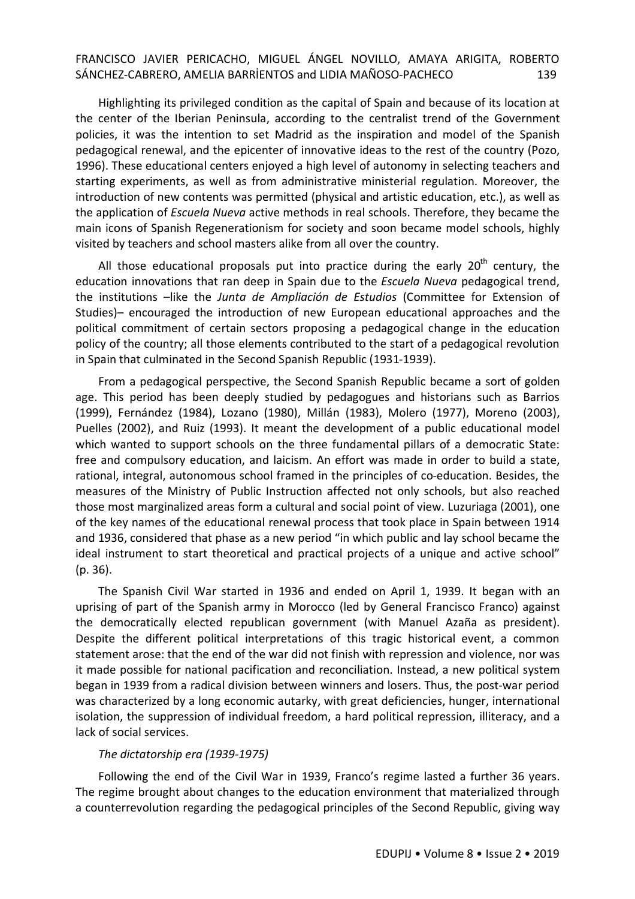Highlighting its privileged condition as the capital of Spain and because of its location at the center of the Iberian Peninsula, according to the centralist trend of the Government policies, it was the intention to set Madrid as the inspiration and model of the Spanish pedagogical renewal, and the epicenter of innovative ideas to the rest of the country (Pozo, 1996). These educational centers enjoyed a high level of autonomy in selecting teachers and starting experiments, as well as from administrative ministerial regulation. Moreover, the introduction of new contents was permitted (physical and artistic education, etc.), as well as the application of *Escuela Nueva* active methods in real schools. Therefore, they became the main icons of Spanish Regenerationism for society and soon became model schools, highly visited by teachers and school masters alike from all over the country.

All those educational proposals put into practice during the early 20th century, the education innovations that ran deep in Spain due to the *Escuela Nueva* pedagogical trend, the institutions –like the *Junta de Ampliación de Estudios* (Committee for Extension of Studies)– encouraged the introduction of new European educational approaches and the political commitment of certain sectors proposing a pedagogical change in the education policy of the country; all those elements contributed to the start of a pedagogical revolution in Spain that culminated in the Second Spanish Republic (1931-1939).

From a pedagogical perspective, the Second Spanish Republic became a sort of golden age. This period has been deeply studied by pedagogues and historians such as Barrios (1999), Fernández (1984), Lozano (1980), Millán (1983), Molero (1977), Moreno (2003), Puelles (2002), and Ruiz (1993). It meant the development of a public educational model which wanted to support schools on the three fundamental pillars of a democratic State: free and compulsory education, and laicism. An effort was made in order to build a state, rational, integral, autonomous school framed in the principles of co-education. Besides, the measures of the Ministry of Public Instruction affected not only schools, but also reached those most marginalized areas form a cultural and social point of view. Luzuriaga (2001), one of the key names of the educational renewal process that took place in Spain between 1914 and 1936, considered that phase as a new period "in which public and lay school became the ideal instrument to start theoretical and practical projects of a unique and active school" (p. 36).

The Spanish Civil War started in 1936 and ended on April 1, 1939. It began with an uprising of part of the Spanish army in Morocco (led by General Francisco Franco) against the democratically elected republican government (with Manuel Azaña as president). Despite the different political interpretations of this tragic historical event, a common statement arose: that the end of the war did not finish with repression and violence, nor was it made possible for national pacification and reconciliation. Instead, a new political system began in 1939 from a radical division between winners and losers. Thus, the post-war period was characterized by a long economic autarky, with great deficiencies, hunger, international isolation, the suppression of individual freedom, a hard political repression, illiteracy, and a lack of social services.

*The dictatorship era (1939-1975)*

Following the end of the Civil War in 1939, Franco's regime lasted a further 36 years. The regime brought about changes to the education environment that materialized through a counterrevolution regarding the pedagogical principles of the Second Republic, giving way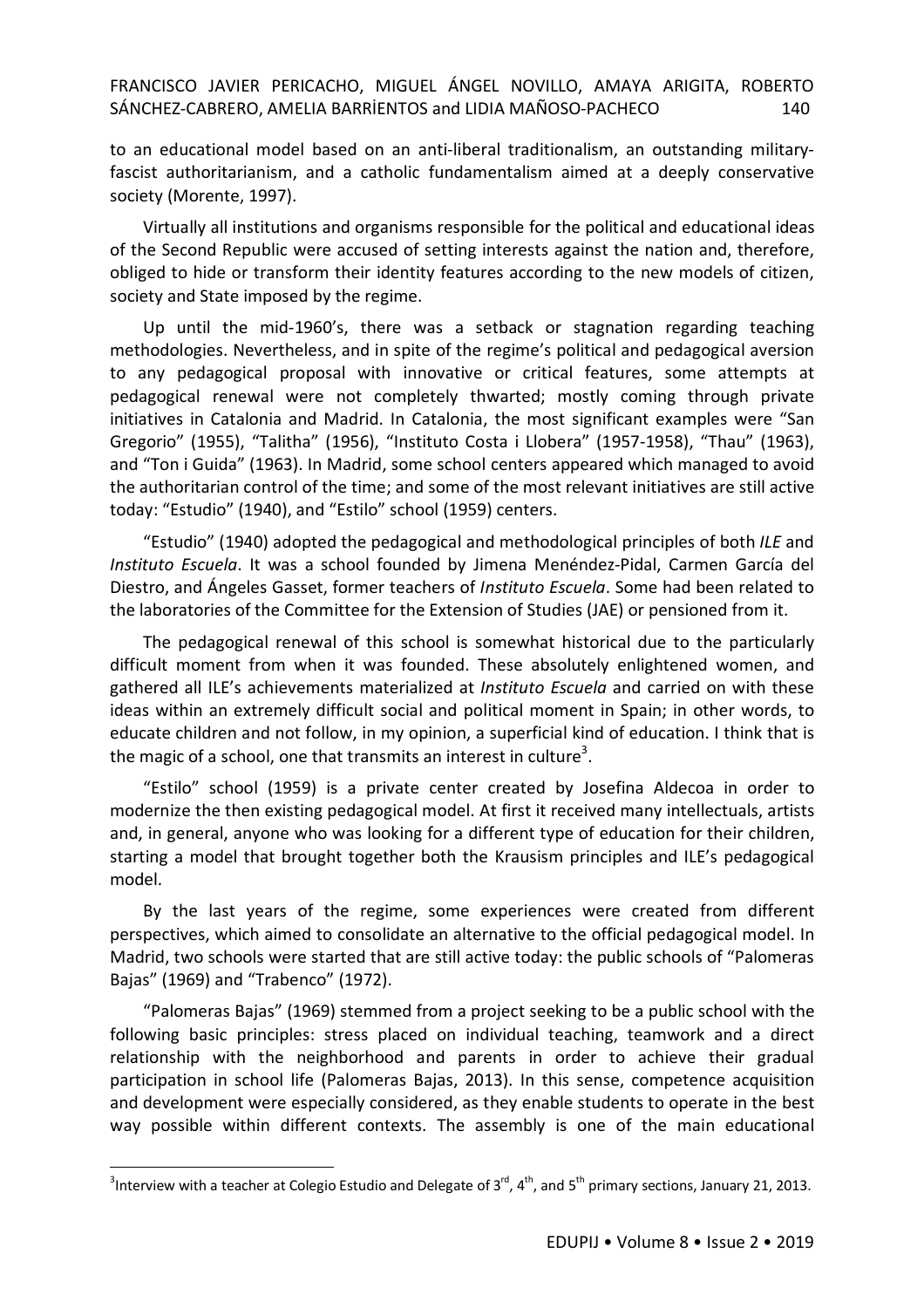to an educational model based on an anti-liberal traditionalism, an outstanding military-fascist authoritarianism, and a catholic fundamentalism aimed at a deeply conservative society (Morente, 1997).

Virtually all institutions and organisms responsible for the political and educational ideas of the Second Republic were accused of setting interests against the nation and, therefore, obliged to hide or transform their identity features according to the new models of citizen, society and State imposed by the regime.

Up until the mid-1960's, there was a setback or stagnation regarding teaching methodologies. Nevertheless, and in spite of the regime's political and pedagogical aversion to any pedagogical proposal with innovative or critical features, some attempts at pedagogical renewal were not completely thwarted; mostly coming through private initiatives in Catalonia and Madrid. In Catalonia, the most significant examples were "San Gregorio" (1955), "Talitha" (1956), "Instituto Costa i Llobera" (1957-1958), "Thau" (1963), and "Ton i Guida" (1963). In Madrid, some school centers appeared which managed to avoid the authoritarian control of the time; and some of the most relevant initiatives are still active today: "Estudio" (1940), and "Estilo" school (1959) centers.

"Estudio" (1940) adopted the pedagogical and methodological principles of both *ILE* and *Instituto Escuela*. It was a school founded by Jimena Menéndez-Pidal, Carmen García del Diestro, and Ángeles Gasset, former teachers of *Instituto Escuela*. Some had been related to the laboratories of the Committee for the Extension of Studies (JAE) or pensioned from it.

The pedagogical renewal of this school is somewhat historical due to the particularly difficult moment from when it was founded. These absolutely enlightened women, and gathered all ILE's achievements materialized at *Instituto Escuela* and carried on with these ideas within an extremely difficult social and political moment in Spain; in other words, to educate children and not follow, in my opinion, a superficial kind of education. I think that is the magic of a school, one that transmits an interest in culture[3].

"Estilo" school (1959) is a private center created by Josefina Aldecoa in order to modernize the then existing pedagogical model. At first it received many intellectuals, artists and, in general, anyone who was looking for a different type of education for their children, starting a model that brought together both the Krausism principles and ILE's pedagogical model.

By the last years of the regime, some experiences were created from different perspectives, which aimed to consolidate an alternative to the official pedagogical model. In Madrid, two schools were started that are still active today: the public schools of "Palomeras Bajas" (1969) and "Trabenco" (1972).

"Palomeras Bajas" (1969) stemmed from a project seeking to be a public school with the following basic principles: stress placed on individual teaching, teamwork and a direct relationship with the neighborhood and parents in order to achieve their gradual participation in school life (Palomeras Bajas, 2013). In this sense, competence acquisition and development were especially considered, as they enable students to operate in the best way possible within different contexts. The assembly is one of the main educational

[3] Interview with a teacher at Colegio Estudio and Delegate of 3rd, 4th, and 5th primary sections, January 21, 2013.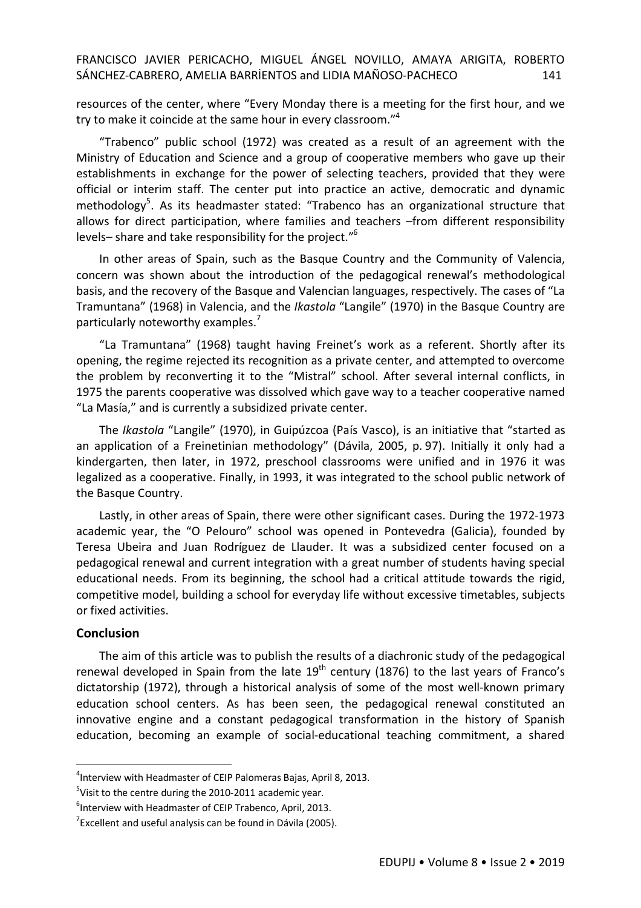resources of the center, where "Every Monday there is a meeting for the first hour, and we try to make it coincide at the same hour in every classroom."[4]

"Trabenco" public school (1972) was created as a result of an agreement with the Ministry of Education and Science and a group of cooperative members who gave up their establishments in exchange for the power of selecting teachers, provided that they were official or interim staff. The center put into practice an active, democratic and dynamic methodology[5]. As its headmaster stated: "Trabenco has an organizational structure that allows for direct participation, where families and teachers –from different responsibility levels– share and take responsibility for the project."[6]

In other areas of Spain, such as the Basque Country and the Community of Valencia, concern was shown about the introduction of the pedagogical renewal's methodological basis, and the recovery of the Basque and Valencian languages, respectively. The cases of "La Tramuntana" (1968) in Valencia, and the *Ikastola* "Langile" (1970) in the Basque Country are particularly noteworthy examples.[7]

"La Tramuntana" (1968) taught having Freinet's work as a referent. Shortly after its opening, the regime rejected its recognition as a private center, and attempted to overcome the problem by reconverting it to the "Mistral" school. After several internal conflicts, in 1975 the parents cooperative was dissolved which gave way to a teacher cooperative named "La Masía," and is currently a subsidized private center.

The *Ikastola* "Langile" (1970), in Guipúzcoa (País Vasco), is an initiative that "started as an application of a Freinetinian methodology" (Dávila, 2005, p. 97). Initially it only had a kindergarten, then later, in 1972, preschool classrooms were unified and in 1976 it was legalized as a cooperative. Finally, in 1993, it was integrated to the school public network of the Basque Country.

Lastly, in other areas of Spain, there were other significant cases. During the 1972-1973 academic year, the "O Pelouro" school was opened in Pontevedra (Galicia), founded by Teresa Ubeira and Juan Rodríguez de Llauder. It was a subsidized center focused on a pedagogical renewal and current integration with a great number of students having special educational needs. From its beginning, the school had a critical attitude towards the rigid, competitive model, building a school for everyday life without excessive timetables, subjects or fixed activities.

## Conclusion

The aim of this article was to publish the results of a diachronic study of the pedagogical renewal developed in Spain from the late 19th century (1876) to the last years of Franco's dictatorship (1972), through a historical analysis of some of the most well-known primary education school centers. As has been seen, the pedagogical renewal constituted an innovative engine and a constant pedagogical transformation in the history of Spanish education, becoming an example of social-educational teaching commitment, a shared

---

[4] Interview with Headmaster of CEIP Palomeras Bajas, April 8, 2013.

[5] Visit to the centre during the 2010-2011 academic year.

[6] Interview with Headmaster of CEIP Trabenco, April, 2013.

[7] Excellent and useful analysis can be found in Dávila (2005).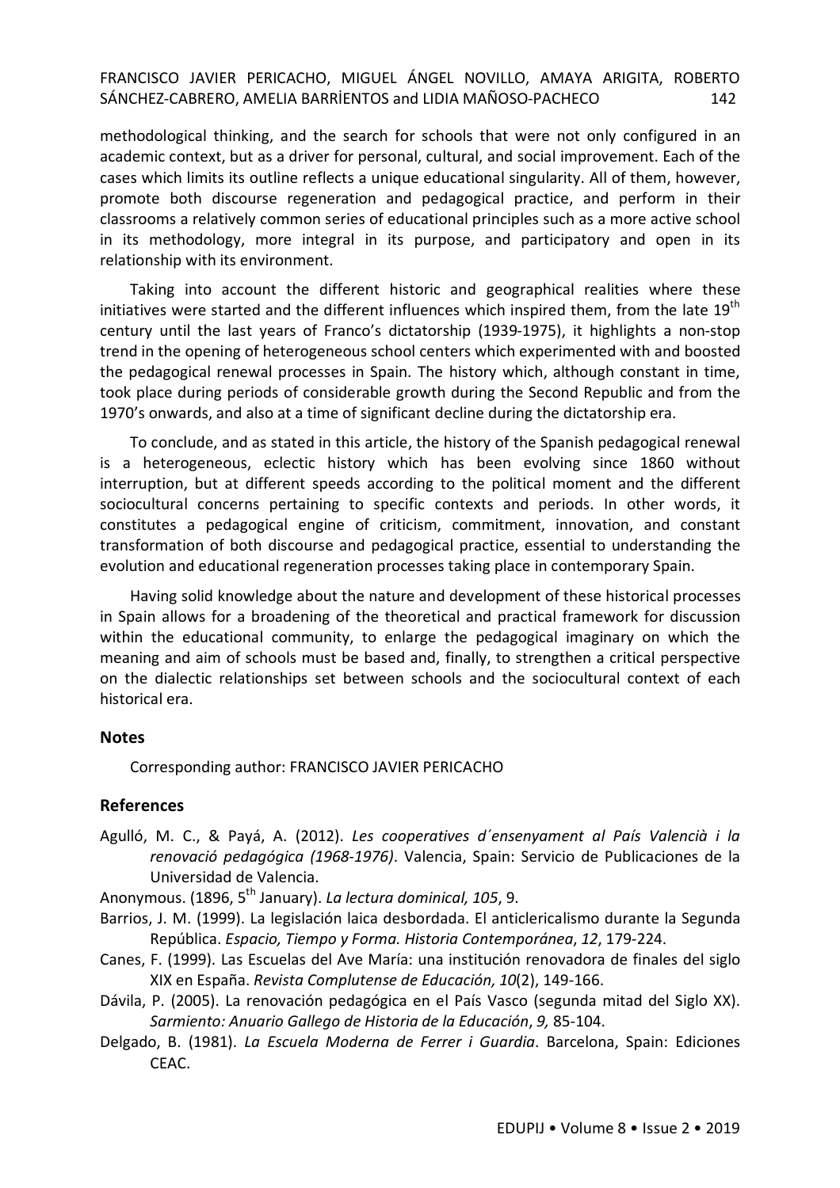methodological thinking, and the search for schools that were not only configured in an academic context, but as a driver for personal, cultural, and social improvement. Each of the cases which limits its outline reflects a unique educational singularity. All of them, however, promote both discourse regeneration and pedagogical practice, and perform in their classrooms a relatively common series of educational principles such as a more active school in its methodology, more integral in its purpose, and participatory and open in its relationship with its environment.

Taking into account the different historic and geographical realities where these initiatives were started and the different influences which inspired them, from the late 19th century until the last years of Franco's dictatorship (1939-1975), it highlights a non-stop trend in the opening of heterogeneous school centers which experimented with and boosted the pedagogical renewal processes in Spain. The history which, although constant in time, took place during periods of considerable growth during the Second Republic and from the 1970's onwards, and also at a time of significant decline during the dictatorship era.

To conclude, and as stated in this article, the history of the Spanish pedagogical renewal is a heterogeneous, eclectic history which has been evolving since 1860 without interruption, but at different speeds according to the political moment and the different sociocultural concerns pertaining to specific contexts and periods. In other words, it constitutes a pedagogical engine of criticism, commitment, innovation, and constant transformation of both discourse and pedagogical practice, essential to understanding the evolution and educational regeneration processes taking place in contemporary Spain.

Having solid knowledge about the nature and development of these historical processes in Spain allows for a broadening of the theoretical and practical framework for discussion within the educational community, to enlarge the pedagogical imaginary on which the meaning and aim of schools must be based and, finally, to strengthen a critical perspective on the dialectic relationships set between schools and the sociocultural context of each historical era.

## Notes

Corresponding author: FRANCISCO JAVIER PERICACHO

## References

Agulló, M. C., & Payá, A. (2012). *Les cooperatives d´ensenyament al País Valencià i la renovació pedagógica (1968-1976)*. Valencia, Spain: Servicio de Publicaciones de la Universidad de Valencia.

Anonymous. (1896, 5th January). *La lectura dominical, 105*, 9.

Barrios, J. M. (1999). La legislación laica desbordada. El anticlericalismo durante la Segunda República. *Espacio, Tiempo y Forma. Historia Contemporánea*, *12*, 179-224.

Canes, F. (1999). Las Escuelas del Ave María: una institución renovadora de finales del siglo XIX en España. *Revista Complutense de Educación, 10*(2), 149-166.

Dávila, P. (2005). La renovación pedagógica en el País Vasco (segunda mitad del Siglo XX). *Sarmiento: Anuario Gallego de Historia de la Educación*, *9,* 85-104.

Delgado, B. (1981). *La Escuela Moderna de Ferrer i Guardia*. Barcelona, Spain: Ediciones CEAC.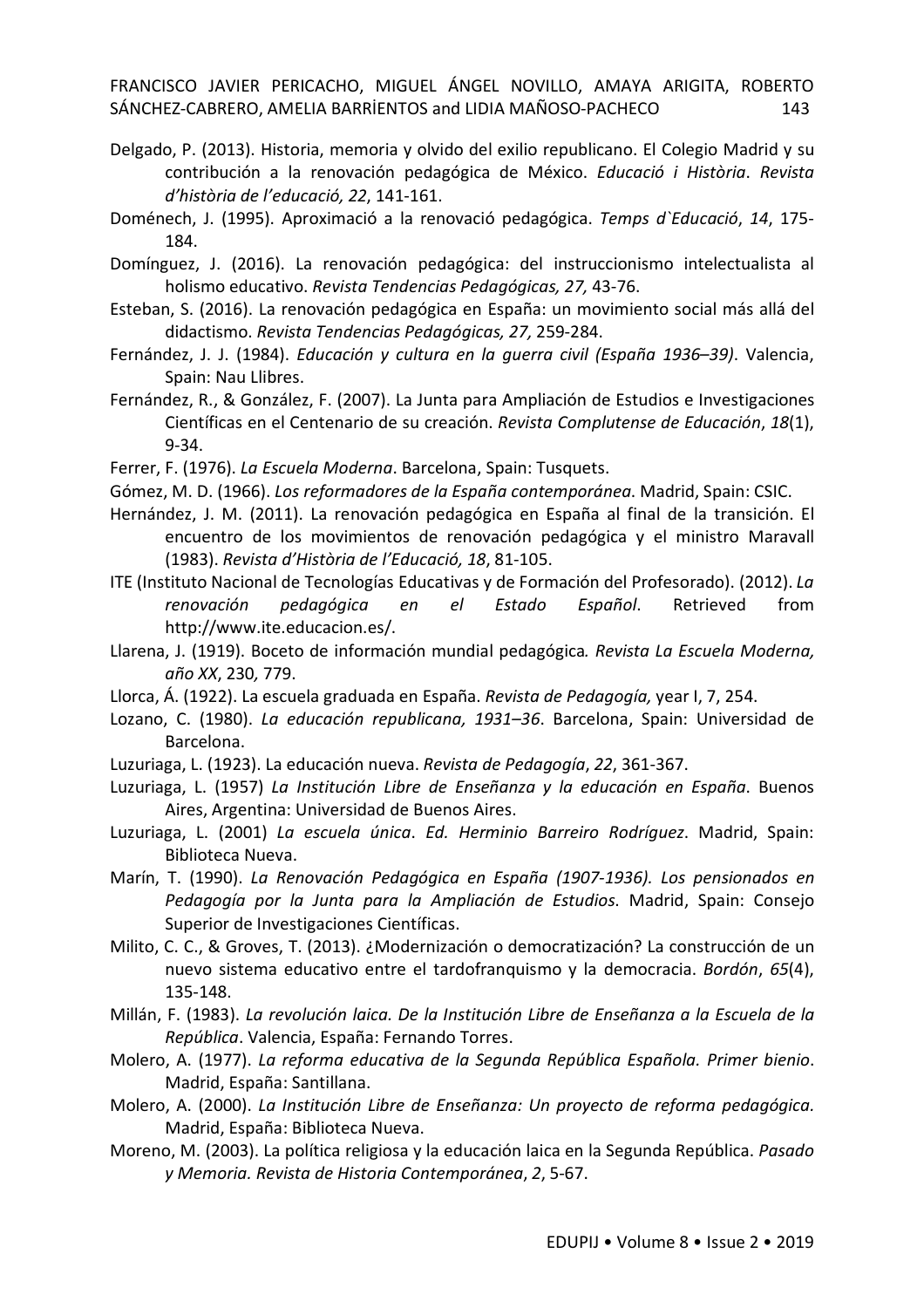Delgado, P. (2013). Historia, memoria y olvido del exilio republicano. El Colegio Madrid y su contribución a la renovación pedagógica de México. *Educació i Història*. *Revista d'història de l'educació, 22*, 141-161.

Doménech, J. (1995). Aproximació a la renovació pedagógica. *Temps d`Educació*, *14*, 175-184.

Domínguez, J. (2016). La renovación pedagógica: del instruccionismo intelectualista al holismo educativo. *Revista Tendencias Pedagógicas, 27,* 43-76.

Esteban, S. (2016). La renovación pedagógica en España: un movimiento social más allá del didactismo. *Revista Tendencias Pedagógicas, 27,* 259-284.

Fernández, J. J. (1984). *Educación y cultura en la guerra civil (España 1936–39)*. Valencia, Spain: Nau Llibres.

Fernández, R., & González, F. (2007). La Junta para Ampliación de Estudios e Investigaciones Científicas en el Centenario de su creación. *Revista Complutense de Educación*, *18*(1), 9-34.

Ferrer, F. (1976). *La Escuela Moderna*. Barcelona, Spain: Tusquets.

Gómez, M. D. (1966). *Los reformadores de la España contemporánea*. Madrid, Spain: CSIC.

Hernández, J. M. (2011). La renovación pedagógica en España al final de la transición. El encuentro de los movimientos de renovación pedagógica y el ministro Maravall (1983). *Revista d'Història de l'Educació, 18*, 81-105.

ITE (Instituto Nacional de Tecnologías Educativas y de Formación del Profesorado). (2012). *La renovación pedagógica en el Estado Español*. Retrieved from http://www.ite.educacion.es/.

Llarena, J. (1919). Boceto de información mundial pedagógica*. Revista La Escuela Moderna, año XX*, 230*,* 779.

Llorca, Á. (1922). La escuela graduada en España. *Revista de Pedagogía,* year I, 7, 254.

Lozano, C. (1980). *La educación republicana, 1931–36*. Barcelona, Spain: Universidad de Barcelona.

Luzuriaga, L. (1923). La educación nueva. *Revista de Pedagogía*, *22*, 361-367.

Luzuriaga, L. (1957) *La Institución Libre de Enseñanza y la educación en España*. Buenos Aires, Argentina: Universidad de Buenos Aires.

Luzuriaga, L. (2001) *La escuela única*. *Ed. Herminio Barreiro Rodríguez*. Madrid, Spain: Biblioteca Nueva.

Marín, T. (1990). *La Renovación Pedagógica en España (1907-1936). Los pensionados en Pedagogía por la Junta para la Ampliación de Estudios*. Madrid, Spain: Consejo Superior de Investigaciones Científicas.

Milito, C. C., & Groves, T. (2013). ¿Modernización o democratización? La construcción de un nuevo sistema educativo entre el tardofranquismo y la democracia. *Bordón*, *65*(4), 135-148.

Millán, F. (1983). *La revolución laica. De la Institución Libre de Enseñanza a la Escuela de la República*. Valencia, España: Fernando Torres.

Molero, A. (1977). *La reforma educativa de la Segunda República Española. Primer bienio*. Madrid, España: Santillana.

Molero, A. (2000). *La Institución Libre de Enseñanza: Un proyecto de reforma pedagógica.* Madrid, España: Biblioteca Nueva.

Moreno, M. (2003). La política religiosa y la educación laica en la Segunda República. *Pasado y Memoria. Revista de Historia Contemporánea*, *2*, 5-67.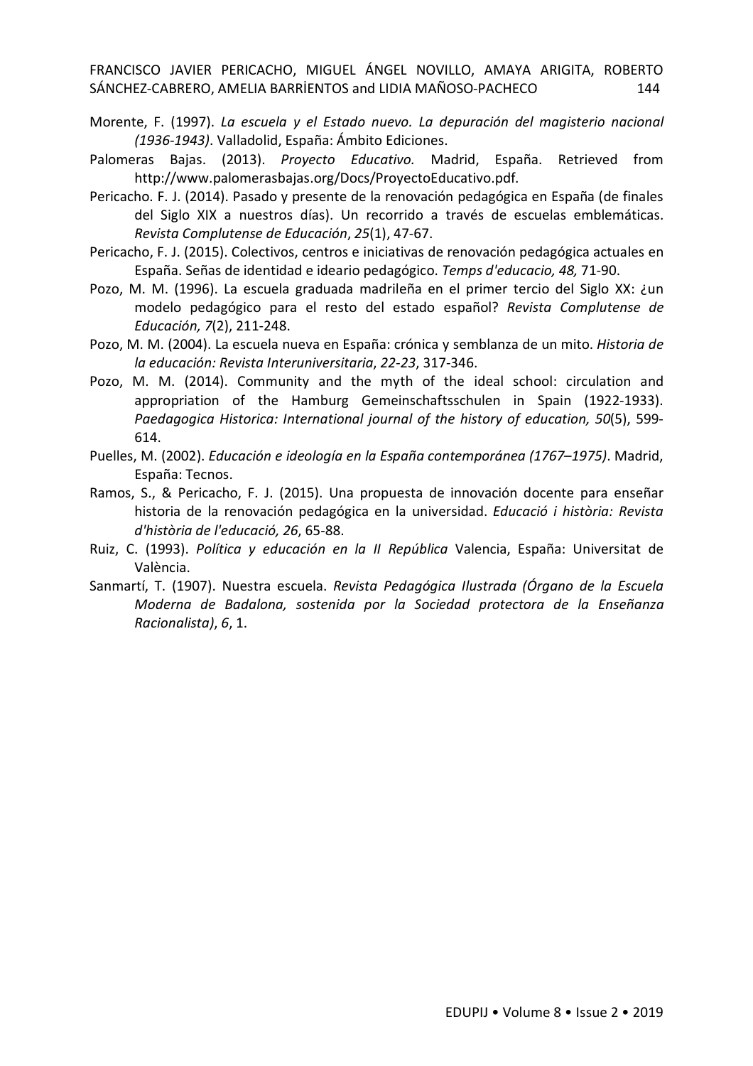Morente, F. (1997). *La escuela y el Estado nuevo. La depuración del magisterio nacional (1936-1943)*. Valladolid, España: Ámbito Ediciones.

Palomeras Bajas. (2013). *Proyecto Educativo.* Madrid, España. Retrieved from http://www.palomerasbajas.org/Docs/ProyectoEducativo.pdf.

Pericacho. F. J. (2014). Pasado y presente de la renovación pedagógica en España (de finales del Siglo XIX a nuestros días). Un recorrido a través de escuelas emblemáticas. *Revista Complutense de Educación*, *25*(1), 47-67.

Pericacho, F. J. (2015). Colectivos, centros e iniciativas de renovación pedagógica actuales en España. Señas de identidad e ideario pedagógico. *Temps d'educacio, 48,* 71-90.

Pozo, M. M. (1996). La escuela graduada madrileña en el primer tercio del Siglo XX: ¿un modelo pedagógico para el resto del estado español? *Revista Complutense de Educación, 7*(2), 211-248.

Pozo, M. M. (2004). La escuela nueva en España: crónica y semblanza de un mito. *Historia de la educación: Revista Interuniversitaria*, *22-23*, 317-346.

Pozo, M. M. (2014). Community and the myth of the ideal school: circulation and appropriation of the Hamburg Gemeinschaftsschulen in Spain (1922-1933). *Paedagogica Historica: International journal of the history of education, 50*(5), 599-614.

Puelles, M. (2002). *Educación e ideología en la España contemporánea (1767–1975)*. Madrid, España: Tecnos.

Ramos, S., & Pericacho, F. J. (2015). Una propuesta de innovación docente para enseñar historia de la renovación pedagógica en la universidad. *Educació i història: Revista d'història de l'educació, 26*, 65-88.

Ruiz, C. (1993). *Política y educación en la II República* Valencia, España: Universitat de València.

Sanmartí, T. (1907). Nuestra escuela. *Revista Pedagógica Ilustrada (Órgano de la Escuela Moderna de Badalona, sostenida por la Sociedad protectora de la Enseñanza Racionalista)*, *6*, 1.